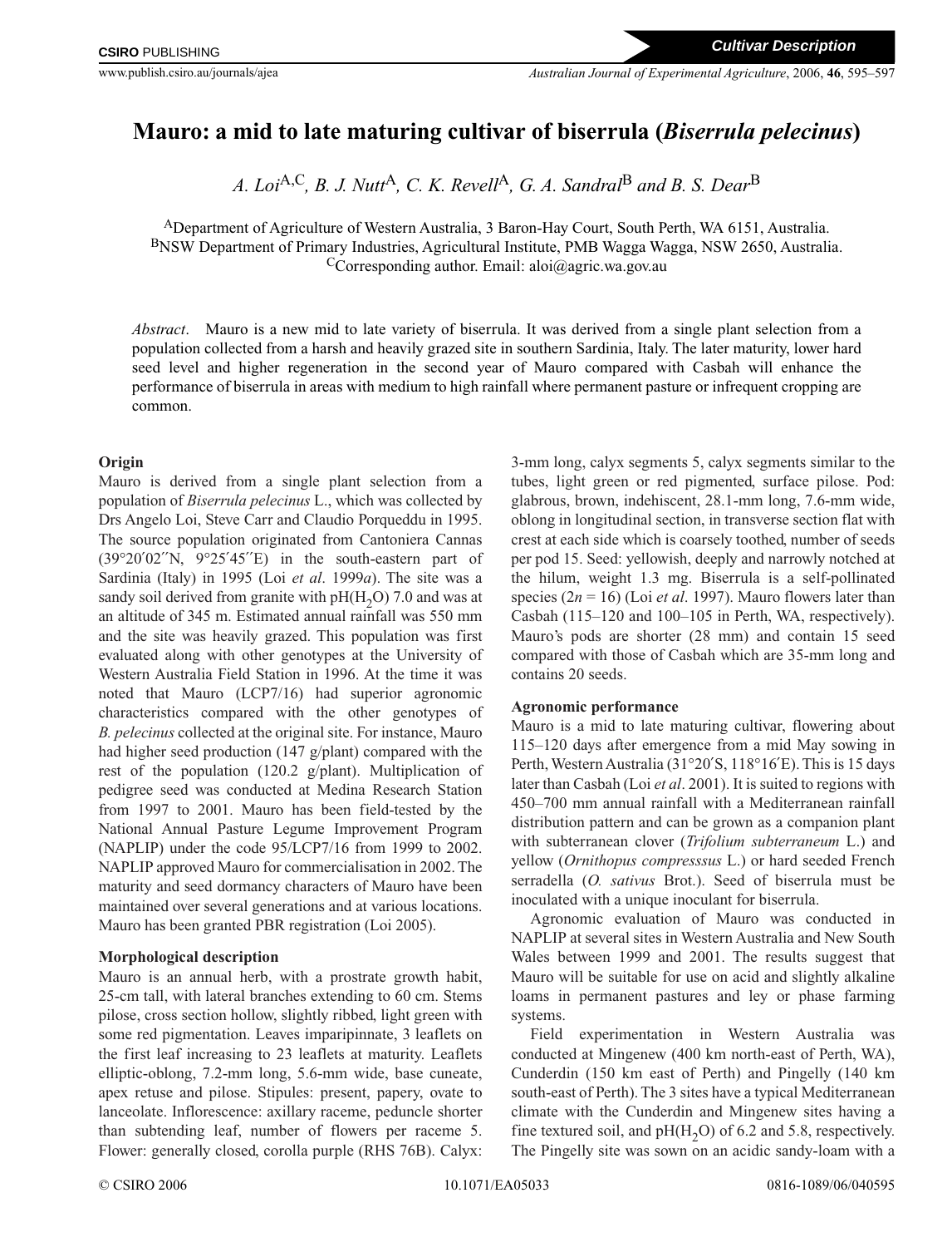# Mauro: a mid to late maturing cultivar of biserrula (*Biserrula pelecinus*)

*A. Loi*[A,C], *B. J. Nutt*[A], *C. K. Revell*[A], *G. A. Sandral*[B] *and B. S. Dear*[B]

[A]Department of Agriculture of Western Australia, 3 Baron-Hay Court, South Perth, WA 6151, Australia.
[B]NSW Department of Primary Industries, Agricultural Institute, PMB Wagga Wagga, NSW 2650, Australia.
[C]Corresponding author. Email: aloi@agric.wa.gov.au

*Abstract*. Mauro is a new mid to late variety of biserrula. It was derived from a single plant selection from a population collected from a harsh and heavily grazed site in southern Sardinia, Italy. The later maturity, lower hard seed level and higher regeneration in the second year of Mauro compared with Casbah will enhance the performance of biserrula in areas with medium to high rainfall where permanent pasture or infrequent cropping are common.

## Origin

Mauro is derived from a single plant selection from a population of *Biserrula pelecinus* L., which was collected by Drs Angelo Loi, Steve Carr and Claudio Porqueddu in 1995. The source population originated from Cantoniera Cannas (39°20′02′′N, 9°25′45′′E) in the south-eastern part of Sardinia (Italy) in 1995 (Loi *et al*. 1999*a*). The site was a sandy soil derived from granite with pH($H_2O$) 7.0 and was at an altitude of 345 m. Estimated annual rainfall was 550 mm and the site was heavily grazed. This population was first evaluated along with other genotypes at the University of Western Australia Field Station in 1996. At the time it was noted that Mauro (LCP7/16) had superior agronomic characteristics compared with the other genotypes of *B. pelecinus* collected at the original site. For instance, Mauro had higher seed production (147 g/plant) compared with the rest of the population (120.2 g/plant). Multiplication of pedigree seed was conducted at Medina Research Station from 1997 to 2001. Mauro has been field-tested by the National Annual Pasture Legume Improvement Program (NAPLIP) under the code 95/LCP7/16 from 1999 to 2002. NAPLIP approved Mauro for commercialisation in 2002. The maturity and seed dormancy characters of Mauro have been maintained over several generations and at various locations. Mauro has been granted PBR registration (Loi 2005).

## Morphological description

Mauro is an annual herb, with a prostrate growth habit, 25-cm tall, with lateral branches extending to 60 cm. Stems pilose, cross section hollow, slightly ribbed, light green with some red pigmentation. Leaves imparipinnate, 3 leaflets on the first leaf increasing to 23 leaflets at maturity. Leaflets elliptic-oblong, 7.2-mm long, 5.6-mm wide, base cuneate, apex retuse and pilose. Stipules: present, papery, ovate to lanceolate. Inflorescence: axillary raceme, peduncle shorter than subtending leaf, number of flowers per raceme 5. Flower: generally closed, corolla purple (RHS 76B). Calyx: 3-mm long, calyx segments 5, calyx segments similar to the tubes, light green or red pigmented, surface pilose. Pod: glabrous, brown, indehiscent, 28.1-mm long, 7.6-mm wide, oblong in longitudinal section, in transverse section flat with crest at each side which is coarsely toothed, number of seeds per pod 15. Seed: yellowish, deeply and narrowly notched at the hilum, weight 1.3 mg. Biserrula is a self-pollinated species ($2n = 16$) (Loi *et al*. 1997). Mauro flowers later than Casbah (115–120 and 100–105 in Perth, WA, respectively). Mauro's pods are shorter (28 mm) and contain 15 seed compared with those of Casbah which are 35-mm long and contains 20 seeds.

## Agronomic performance

Mauro is a mid to late maturing cultivar, flowering about 115–120 days after emergence from a mid May sowing in Perth, Western Australia (31°20′S, 118°16′E). This is 15 days later than Casbah (Loi *et al*. 2001). It is suited to regions with 450–700 mm annual rainfall with a Mediterranean rainfall distribution pattern and can be grown as a companion plant with subterranean clover (*Trifolium subterraneum* L.) and yellow (*Ornithopus compresssus* L.) or hard seeded French serradella (*O. sativus* Brot.). Seed of biserrula must be inoculated with a unique inoculant for biserrula.

Agronomic evaluation of Mauro was conducted in NAPLIP at several sites in Western Australia and New South Wales between 1999 and 2001. The results suggest that Mauro will be suitable for use on acid and slightly alkaline loams in permanent pastures and ley or phase farming systems.

Field experimentation in Western Australia was conducted at Mingenew (400 km north-east of Perth, WA), Cunderdin (150 km east of Perth) and Pingelly (140 km south-east of Perth). The 3 sites have a typical Mediterranean climate with the Cunderdin and Mingenew sites having a fine textured soil, and pH($H_2O$) of 6.2 and 5.8, respectively. The Pingelly site was sown on an acidic sandy-loam with a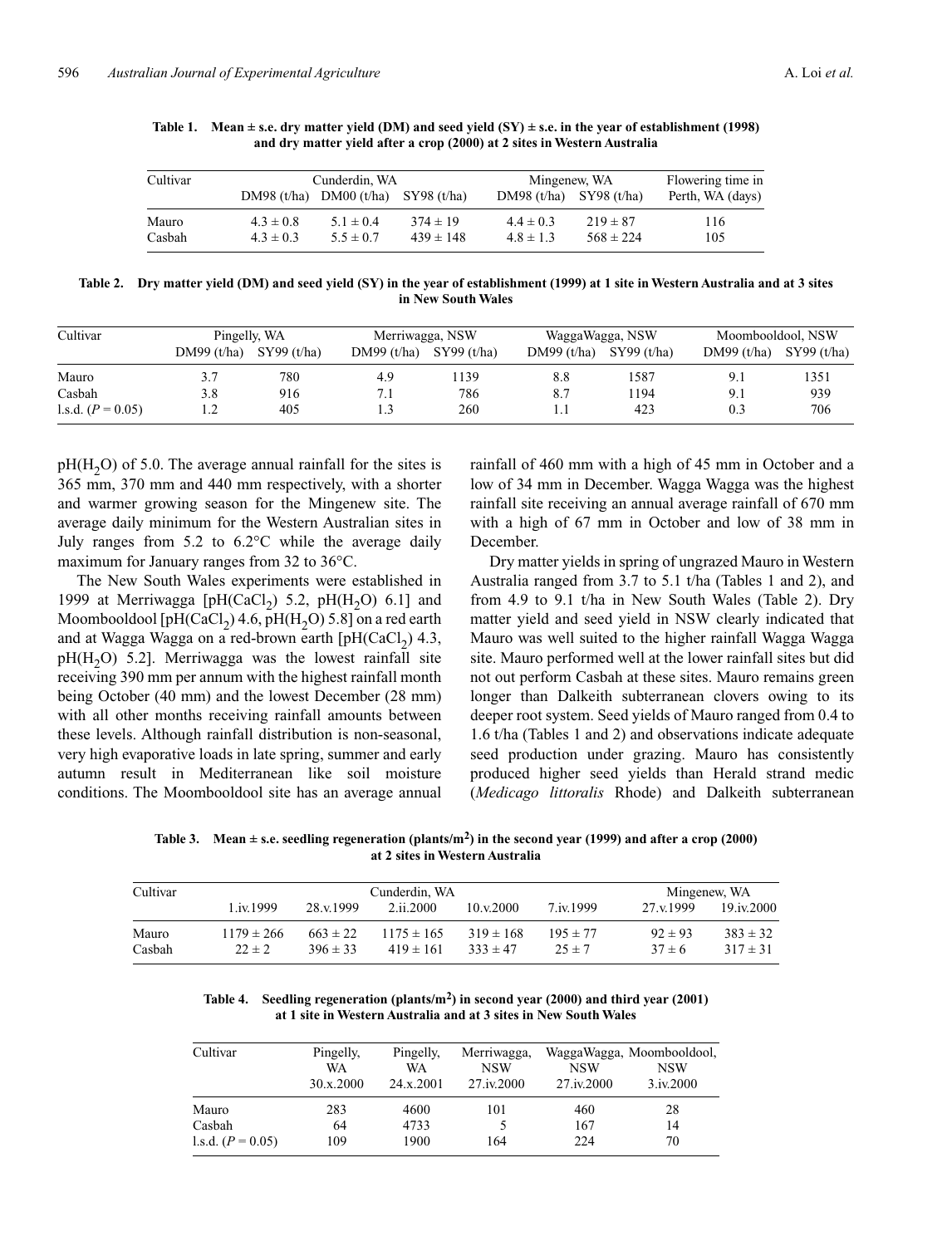**Table 1. Mean ± s.e. dry matter yield (DM) and seed yield (SY) ± s.e. in the year of establishment (1998) and dry matter yield after a crop (2000) at 2 sites in Western Australia**

| Cultivar | Cunderdin, WA | | | Mingenew, WA | | Flowering time in |
|---|---|---|---|---|---|---|
| | DM98 (t/ha) | DM00 (t/ha) | SY98 (t/ha) | DM98 (t/ha) | SY98 (t/ha) | Perth, WA (days) |
| Mauro | 4.3 ± 0.8 | 5.1 ± 0.4 | 374 ± 19 | 4.4 ± 0.3 | 219 ± 87 | 116 |
| Casbah | 4.3 ± 0.3 | 5.5 ± 0.7 | 439 ± 148 | 4.8 ± 1.3 | 568 ± 224 | 105 |

**Table 2. Dry matter yield (DM) and seed yield (SY) in the year of establishment (1999) at 1 site in Western Australia and at 3 sites in New South Wales**

| Cultivar | Pingelly, WA | | Merriwagga, NSW | | WaggaWagga, NSW | | Moombooldool, NSW | |
|---|---|---|---|---|---|---|---|---|
| | DM99 (t/ha) | SY99 (t/ha) | DM99 (t/ha) | SY99 (t/ha) | DM99 (t/ha) | SY99 (t/ha) | DM99 (t/ha) | SY99 (t/ha) |
| Mauro | 3.7 | 780 | 4.9 | 1139 | 8.8 | 1587 | 9.1 | 1351 |
| Casbah | 3.8 | 916 | 7.1 | 786 | 8.7 | 1194 | 9.1 | 939 |
| l.s.d. ($P = 0.05$) | 1.2 | 405 | 1.3 | 260 | 1.1 | 423 | 0.3 | 706 |

pH($H_2O$) of 5.0. The average annual rainfall for the sites is 365 mm, 370 mm and 440 mm respectively, with a shorter and warmer growing season for the Mingenew site. The average daily minimum for the Western Australian sites in July ranges from 5.2 to 6.2°C while the average daily maximum for January ranges from 32 to 36°C.

The New South Wales experiments were established in 1999 at Merriwagga [pH($CaCl_2$) 5.2, pH($H_2O$) 6.1] and Moombooldool [pH($CaCl_2$) 4.6, pH($H_2O$) 5.8] on a red earth and at Wagga Wagga on a red-brown earth [pH($CaCl_2$) 4.3, pH($H_2O$) 5.2]. Merriwagga was the lowest rainfall site receiving 390 mm per annum with the highest rainfall month being October (40 mm) and the lowest December (28 mm) with all other months receiving rainfall amounts between these levels. Although rainfall distribution is non-seasonal, very high evaporative loads in late spring, summer and early autumn result in Mediterranean like soil moisture conditions. The Moombooldool site has an average annual rainfall of 460 mm with a high of 45 mm in October and a low of 34 mm in December. Wagga Wagga was the highest rainfall site receiving an annual average rainfall of 670 mm with a high of 67 mm in October and low of 38 mm in December.

Dry matter yields in spring of ungrazed Mauro in Western Australia ranged from 3.7 to 5.1 t/ha (Tables 1 and 2), and from 4.9 to 9.1 t/ha in New South Wales (Table 2). Dry matter yield and seed yield in NSW clearly indicated that Mauro was well suited to the higher rainfall Wagga Wagga site. Mauro performed well at the lower rainfall sites but did not out perform Casbah at these sites. Mauro remains green longer than Dalkeith subterranean clovers owing to its deeper root system. Seed yields of Mauro ranged from 0.4 to 1.6 t/ha (Tables 1 and 2) and observations indicate adequate seed production under grazing. Mauro has consistently produced higher seed yields than Herald strand medic (*Medicago littoralis* Rhode) and Dalkeith subterranean

**Table 3. Mean ± s.e. seedling regeneration (plants/m$^2$) in the second year (1999) and after a crop (2000) at 2 sites in Western Australia**

| Cultivar | Cunderdin, WA | | | | | Mingenew, WA | |
|---|---|---|---|---|---|---|---|
| | 1.iv.1999 | 28.v.1999 | 2.ii.2000 | 10.v.2000 | 7.iv.1999 | 27.v.1999 | 19.iv.2000 |
| Mauro | 1179 ± 266 | 663 ± 22 | 1175 ± 165 | 319 ± 168 | 195 ± 77 | 92 ± 93 | 383 ± 32 |
| Casbah | 22 ± 2 | 396 ± 33 | 419 ± 161 | 333 ± 47 | 25 ± 7 | 37 ± 6 | 317 ± 31 |

**Table 4. Seedling regeneration (plants/m$^2$) in second year (2000) and third year (2001) at 1 site in Western Australia and at 3 sites in New South Wales**

| Cultivar | Pingelly, WA 30.x.2000 | Pingelly, WA 24.x.2001 | Merriwagga, NSW 27.iv.2000 | WaggaWagga, NSW 27.iv.2000 | Moombooldool, NSW 3.iv.2000 |
|---|---|---|---|---|---|
| Mauro | 283 | 4600 | 101 | 460 | 28 |
| Casbah | 64 | 4733 | 5 | 167 | 14 |
| l.s.d. ($P = 0.05$) | 109 | 1900 | 164 | 224 | 70 |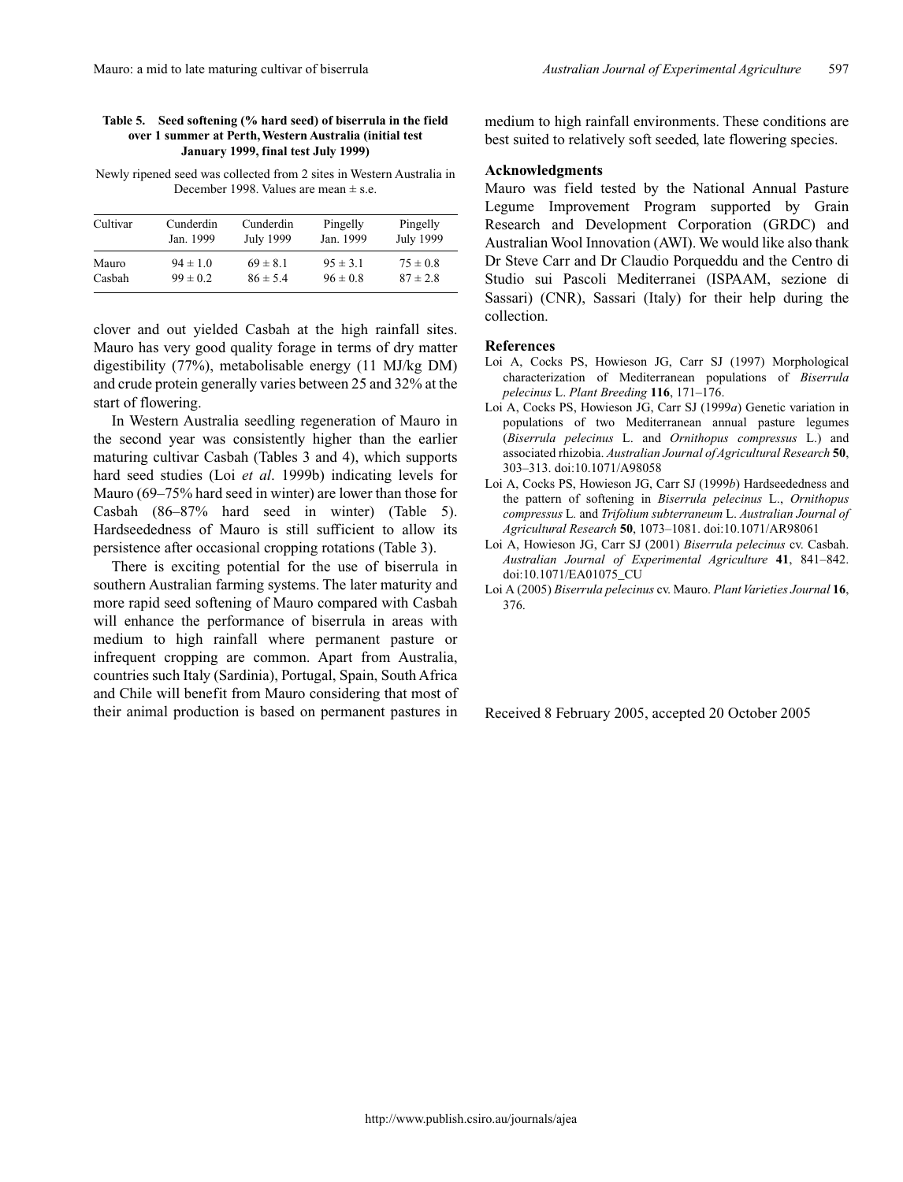**Table 5. Seed softening (% hard seed) of biserrula in the field over 1 summer at Perth, Western Australia (initial test January 1999, final test July 1999)**

Newly ripened seed was collected from 2 sites in Western Australia in December 1998. Values are mean ± s.e.

| Cultivar | Cunderdin Jan. 1999 | Cunderdin July 1999 | Pingelly Jan. 1999 | Pingelly July 1999 |
|---|---|---|---|---|
| Mauro | 94 ± 1.0 | 69 ± 8.1 | 95 ± 3.1 | 75 ± 0.8 |
| Casbah | 99 ± 0.2 | 86 ± 5.4 | 96 ± 0.8 | 87 ± 2.8 |

clover and out yielded Casbah at the high rainfall sites. Mauro has very good quality forage in terms of dry matter digestibility (77%), metabolisable energy (11 MJ/kg DM) and crude protein generally varies between 25 and 32% at the start of flowering.

In Western Australia seedling regeneration of Mauro in the second year was consistently higher than the earlier maturing cultivar Casbah (Tables 3 and 4), which supports hard seed studies (Loi *et al*. 1999b) indicating levels for Mauro (69–75% hard seed in winter) are lower than those for Casbah (86–87% hard seed in winter) (Table 5). Hardseededness of Mauro is still sufficient to allow its persistence after occasional cropping rotations (Table 3).

There is exciting potential for the use of biserrula in southern Australian farming systems. The later maturity and more rapid seed softening of Mauro compared with Casbah will enhance the performance of biserrula in areas with medium to high rainfall where permanent pasture or infrequent cropping are common. Apart from Australia, countries such Italy (Sardinia), Portugal, Spain, South Africa and Chile will benefit from Mauro considering that most of their animal production is based on permanent pastures in medium to high rainfall environments. These conditions are best suited to relatively soft seeded, late flowering species.

## Acknowledgments

Mauro was field tested by the National Annual Pasture Legume Improvement Program supported by Grain Research and Development Corporation (GRDC) and Australian Wool Innovation (AWI). We would like also thank Dr Steve Carr and Dr Claudio Porqueddu and the Centro di Studio sui Pascoli Mediterranei (ISPAAM, sezione di Sassari) (CNR), Sassari (Italy) for their help during the collection.

## References

Loi A, Cocks PS, Howieson JG, Carr SJ (1997) Morphological characterization of Mediterranean populations of *Biserrula pelecinus* L. *Plant Breeding* **116**, 171–176.

Loi A, Cocks PS, Howieson JG, Carr SJ (1999*a*) Genetic variation in populations of two Mediterranean annual pasture legumes (*Biserrula pelecinus* L. and *Ornithopus compressus* L.) and associated rhizobia. *Australian Journal of Agricultural Research* **50**, 303–313. doi:10.1071/A98058

Loi A, Cocks PS, Howieson JG, Carr SJ (1999*b*) Hardseededness and the pattern of softening in *Biserrula pelecinus* L., *Ornithopus compressus* L. and *Trifolium subterraneum* L. *Australian Journal of Agricultural Research* **50**, 1073–1081. doi:10.1071/AR98061

Loi A, Howieson JG, Carr SJ (2001) *Biserrula pelecinus* cv. Casbah. *Australian Journal of Experimental Agriculture* **41**, 841–842. doi:10.1071/EA01075_CU

Loi A (2005) *Biserrula pelecinus* cv. Mauro. *Plant Varieties Journal* **16**, 376.

Received 8 February 2005, accepted 20 October 2005